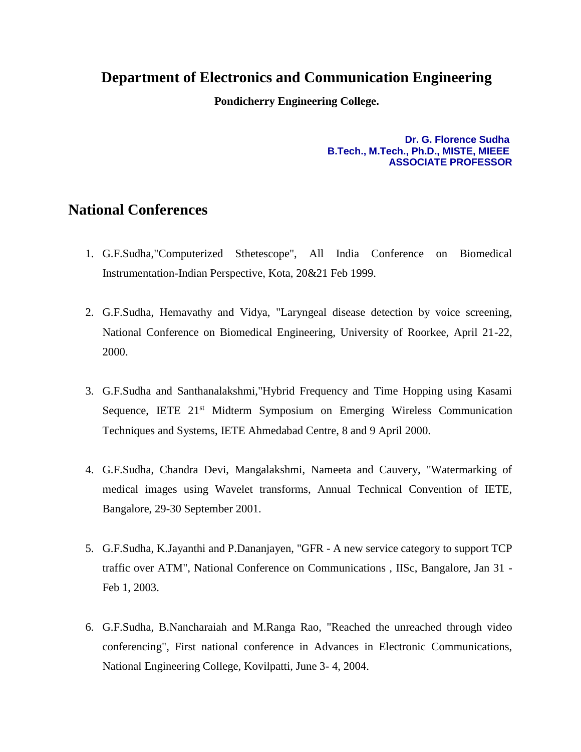# Department of Electronics and Communication Engineering

**Pondicherry Engineering College.**

**Dr. G. Florence Sudha**
**B.Tech., M.Tech., Ph.D., MISTE, MIEEE**
**ASSOCIATE PROFESSOR**

## National Conferences

1. G.F.Sudha,"Computerized Sthetescope", All India Conference on Biomedical Instrumentation-Indian Perspective, Kota, 20&21 Feb 1999.

2. G.F.Sudha, Hemavathy and Vidya, "Laryngeal disease detection by voice screening, National Conference on Biomedical Engineering, University of Roorkee, April 21-22, 2000.

3. G.F.Sudha and Santhanalakshmi,"Hybrid Frequency and Time Hopping using Kasami Sequence, IETE 21st Midterm Symposium on Emerging Wireless Communication Techniques and Systems, IETE Ahmedabad Centre, 8 and 9 April 2000.

4. G.F.Sudha, Chandra Devi, Mangalakshmi, Nameeta and Cauvery, "Watermarking of medical images using Wavelet transforms, Annual Technical Convention of IETE, Bangalore, 29-30 September 2001.

5. G.F.Sudha, K.Jayanthi and P.Dananjayen, "GFR - A new service category to support TCP traffic over ATM", National Conference on Communications , IISc, Bangalore, Jan 31 - Feb 1, 2003.

6. G.F.Sudha, B.Nancharaiah and M.Ranga Rao, "Reached the unreached through video conferencing", First national conference in Advances in Electronic Communications, National Engineering College, Kovilpatti, June 3- 4, 2004.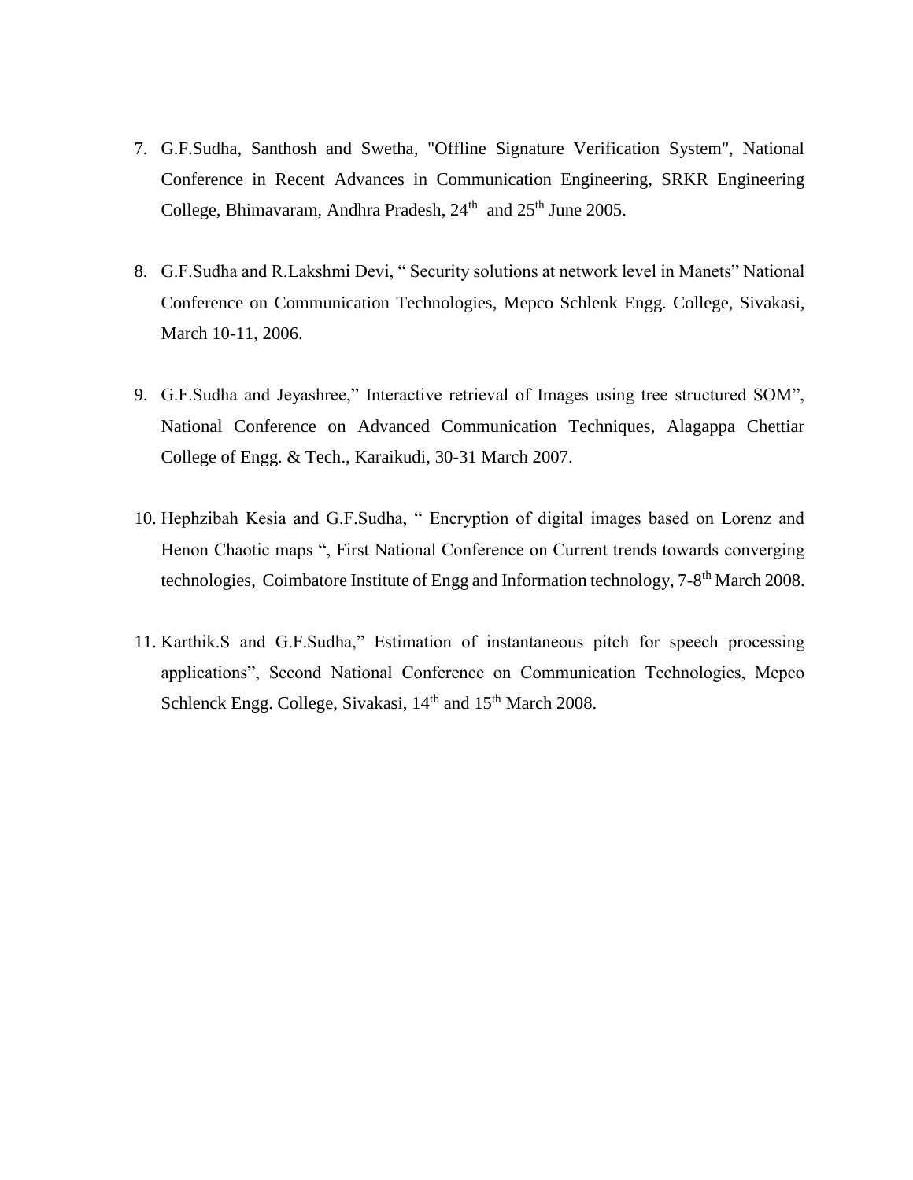7. G.F.Sudha, Santhosh and Swetha, "Offline Signature Verification System", National Conference in Recent Advances in Communication Engineering, SRKR Engineering College, Bhimavaram, Andhra Pradesh, 24th and 25th June 2005.

8. G.F.Sudha and R.Lakshmi Devi, " Security solutions at network level in Manets" National Conference on Communication Technologies, Mepco Schlenk Engg. College, Sivakasi, March 10-11, 2006.

9. G.F.Sudha and Jeyashree," Interactive retrieval of Images using tree structured SOM", National Conference on Advanced Communication Techniques, Alagappa Chettiar College of Engg. & Tech., Karaikudi, 30-31 March 2007.

10. Hephzibah Kesia and G.F.Sudha, " Encryption of digital images based on Lorenz and Henon Chaotic maps ", First National Conference on Current trends towards converging technologies, Coimbatore Institute of Engg and Information technology, 7-8th March 2008.

11. Karthik.S and G.F.Sudha," Estimation of instantaneous pitch for speech processing applications", Second National Conference on Communication Technologies, Mepco Schlenck Engg. College, Sivakasi, 14th and 15th March 2008.